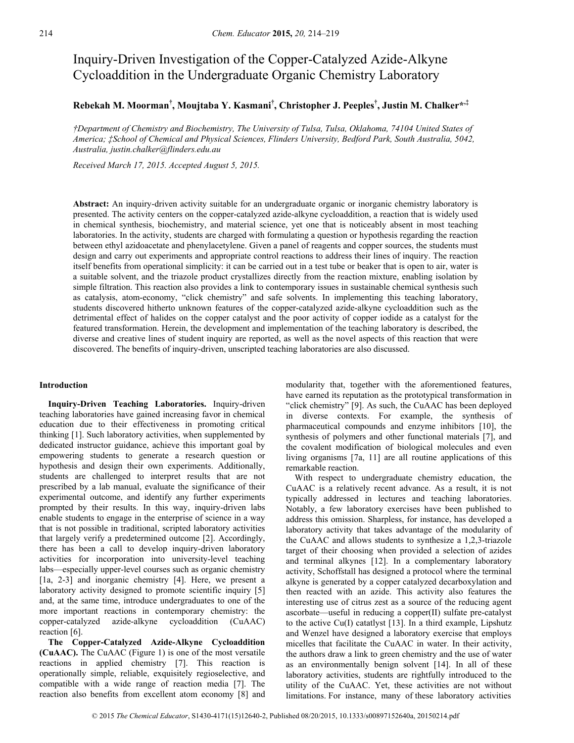# Inquiry-Driven Investigation of the Copper-Catalyzed Azide-Alkyne Cycloaddition in the Undergraduate Organic Chemistry Laboratory

**Rebekah M. Moorman†, Moujtaba Y. Kasmani†, Christopher J. Peeples†, Justin M. Chalker*,‡**

*†Department of Chemistry and Biochemistry, The University of Tulsa, Tulsa, Oklahoma, 74104 United States of America; ‡School of Chemical and Physical Sciences, Flinders University, Bedford Park, South Australia, 5042, Australia, justin.chalker@flinders.edu.au*

*Received March 17, 2015. Accepted August 5, 2015.*

**Abstract:** An inquiry-driven activity suitable for an undergraduate organic or inorganic chemistry laboratory is presented. The activity centers on the copper-catalyzed azide-alkyne cycloaddition, a reaction that is widely used in chemical synthesis, biochemistry, and material science, yet one that is noticeably absent in most teaching laboratories. In the activity, students are charged with formulating a question or hypothesis regarding the reaction between ethyl azidoacetate and phenylacetylene. Given a panel of reagents and copper sources, the students must design and carry out experiments and appropriate control reactions to address their lines of inquiry. The reaction itself benefits from operational simplicity: it can be carried out in a test tube or beaker that is open to air, water is a suitable solvent, and the triazole product crystallizes directly from the reaction mixture, enabling isolation by simple filtration. This reaction also provides a link to contemporary issues in sustainable chemical synthesis such as catalysis, atom-economy, "click chemistry" and safe solvents. In implementing this teaching laboratory, students discovered hitherto unknown features of the copper-catalyzed azide-alkyne cycloaddition such as the detrimental effect of halides on the copper catalyst and the poor activity of copper iodide as a catalyst for the featured transformation. Herein, the development and implementation of the teaching laboratory is described, the diverse and creative lines of student inquiry are reported, as well as the novel aspects of this reaction that were discovered. The benefits of inquiry-driven, unscripted teaching laboratories are also discussed.

## Introduction

**Inquiry-Driven Teaching Laboratories.** Inquiry-driven teaching laboratories have gained increasing favor in chemical education due to their effectiveness in promoting critical thinking [1]. Such laboratory activities, when supplemented by dedicated instructor guidance, achieve this important goal by empowering students to generate a research question or hypothesis and design their own experiments. Additionally, students are challenged to interpret results that are not prescribed by a lab manual, evaluate the significance of their experimental outcome, and identify any further experiments prompted by their results. In this way, inquiry-driven labs enable students to engage in the enterprise of science in a way that is not possible in traditional, scripted laboratory activities that largely verify a predetermined outcome [2]. Accordingly, there has been a call to develop inquiry-driven laboratory activities for incorporation into university-level teaching labs—especially upper-level courses such as organic chemistry [1a, 2-3] and inorganic chemistry [4]. Here, we present a laboratory activity designed to promote scientific inquiry [5] and, at the same time, introduce undergraduates to one of the more important reactions in contemporary chemistry: the copper-catalyzed azide-alkyne cycloaddition (CuAAC) reaction [6].

**The Copper-Catalyzed Azide-Alkyne Cycloaddition (CuAAC).** The CuAAC (Figure 1) is one of the most versatile reactions in applied chemistry [7]. This reaction is operationally simple, reliable, exquisitely regioselective, and compatible with a wide range of reaction media [7]. The reaction also benefits from excellent atom economy [8] and modularity that, together with the aforementioned features, have earned its reputation as the prototypical transformation in "click chemistry" [9]. As such, the CuAAC has been deployed in diverse contexts. For example, the synthesis of pharmaceutical compounds and enzyme inhibitors [10], the synthesis of polymers and other functional materials [7], and the covalent modification of biological molecules and even living organisms [7a, 11] are all routine applications of this remarkable reaction.

With respect to undergraduate chemistry education, the CuAAC is a relatively recent advance. As a result, it is not typically addressed in lectures and teaching laboratories. Notably, a few laboratory exercises have been published to address this omission. Sharpless, for instance, has developed a laboratory activity that takes advantage of the modularity of the CuAAC and allows students to synthesize a 1,2,3-triazole target of their choosing when provided a selection of azides and terminal alkynes [12]. In a complementary laboratory activity, Schoffstall has designed a protocol where the terminal alkyne is generated by a copper catalyzed decarboxylation and then reacted with an azide. This activity also features the interesting use of citrus zest as a source of the reducing agent ascorbate—useful in reducing a copper(II) sulfate pre-catalyst to the active Cu(I) catatlyst [13]. In a third example, Lipshutz and Wenzel have designed a laboratory exercise that employs micelles that facilitate the CuAAC in water. In their activity, the authors draw a link to green chemistry and the use of water as an environmentally benign solvent [14]. In all of these laboratory activities, students are rightfully introduced to the utility of the CuAAC. Yet, these activities are not without limitations. For instance, many of these laboratory activities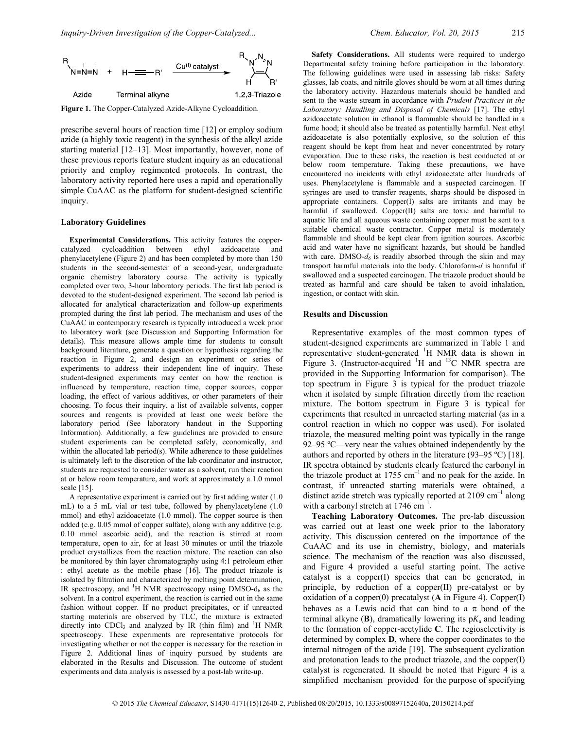Figure 1. The Copper-Catalyzed Azide-Alkyne Cycloaddition.

prescribe several hours of reaction time [12] or employ sodium azide (a highly toxic reagent) in the synthesis of the alkyl azide starting material [12–13]. Most importantly, however, none of these previous reports feature student inquiry as an educational priority and employ regimented protocols. In contrast, the laboratory activity reported here uses a rapid and operationally simple CuAAC as the platform for student-designed scientific inquiry.

## Laboratory Guidelines

**Experimental Considerations.** This activity features the copper-catalyzed cycloaddition between ethyl azidoacetate and phenylacetylene (Figure 2) and has been completed by more than 150 students in the second-semester of a second-year, undergraduate organic chemistry laboratory course. The activity is typically completed over two, 3-hour laboratory periods. The first lab period is devoted to the student-designed experiment. The second lab period is allocated for analytical characterization and follow-up experiments prompted during the first lab period. The mechanism and uses of the CuAAC in contemporary research is typically introduced a week prior to laboratory work (see Discussion and Supporting Information for details). This measure allows ample time for students to consult background literature, generate a question or hypothesis regarding the reaction in Figure 2, and design an experiment or series of experiments to address their independent line of inquiry. These student-designed experiments may center on how the reaction is influenced by temperature, reaction time, copper sources, copper loading, the effect of various additives, or other parameters of their choosing. To focus their inquiry, a list of available solvents, copper sources and reagents is provided at least one week before the laboratory period (See laboratory handout in the Supporting Information). Additionally, a few guidelines are provided to ensure student experiments can be completed safely, economically, and within the allocated lab period(s). While adherence to these guidelines is ultimately left to the discretion of the lab coordinator and instructor, students are requested to consider water as a solvent, run their reaction at or below room temperature, and work at approximately a 1.0 mmol scale [15].

A representative experiment is carried out by first adding water (1.0 mL) to a 5 mL vial or test tube, followed by phenylacetylene (1.0 mmol) and ethyl azidoacetate (1.0 mmol). The copper source is then added (e.g. 0.05 mmol of copper sulfate), along with any additive (e.g. 0.10 mmol ascorbic acid), and the reaction is stirred at room temperature, open to air, for at least 30 minutes or until the triazole product crystallizes from the reaction mixture. The reaction can also be monitored by thin layer chromatography using 4:1 petroleum ether : ethyl acetate as the mobile phase [16]. The product triazole is isolated by filtration and characterized by melting point determination, IR spectroscopy, and $^1$H NMR spectroscopy using DMSO-d$_6$ as the solvent. In a control experiment, the reaction is carried out in the same fashion without copper. If no product precipitates, or if unreacted starting materials are observed by TLC, the mixture is extracted directly into $CDCl_3$ and analyzed by IR (thin film) and $^1$H NMR spectroscopy. These experiments are representative protocols for investigating whether or not the copper is necessary for the reaction in Figure 2. Additional lines of inquiry pursued by students are elaborated in the Results and Discussion. The outcome of student experiments and data analysis is assessed by a post-lab write-up.

**Safety Considerations.** All students were required to undergo Departmental safety training before participation in the laboratory. The following guidelines were used in assessing lab risks: Safety glasses, lab coats, and nitrile gloves should be worn at all times during the laboratory activity. Hazardous materials should be handled and sent to the waste stream in accordance with *Prudent Practices in the Laboratory: Handling and Disposal of Chemicals* [17]. The ethyl azidoacetate solution in ethanol is flammable should be handled in a fume hood; it should also be treated as potentially harmful. Neat ethyl azidoacetate is also potentially explosive, so the solution of this reagent should be kept from heat and never concentrated by rotary evaporation. Due to these risks, the reaction is best conducted at or below room temperature. Taking these precautions, we have encountered no incidents with ethyl azidoacetate after hundreds of uses. Phenylacetylene is flammable and a suspected carcinogen. If syringes are used to transfer reagents, sharps should be disposed in appropriate containers. Copper(I) salts are irritants and may be harmful if swallowed. Copper(II) salts are toxic and harmful to aquatic life and all aqueous waste containing copper must be sent to a suitable chemical waste contractor. Copper metal is moderately flammable and should be kept clear from ignition sources. Ascorbic acid and water have no significant hazards, but should be handled with care. DMSO-*d$_6$* is readily absorbed through the skin and may transport harmful materials into the body. Chloroform-*d* is harmful if swallowed and a suspected carcinogen. The triazole product should be treated as harmful and care should be taken to avoid inhalation, ingestion, or contact with skin.

## Results and Discussion

Representative examples of the most common types of student-designed experiments are summarized in Table 1 and representative student-generated $^1$H NMR data is shown in Figure 3. (Instructor-acquired $^1$H and $^{13}$C NMR spectra are provided in the Supporting Information for comparison). The top spectrum in Figure 3 is typical for the product triazole when it isolated by simple filtration directly from the reaction mixture. The bottom spectrum in Figure 3 is typical for experiments that resulted in unreacted starting material (as in a control reaction in which no copper was used). For isolated triazole, the measured melting point was typically in the range 92–95 ºC—very near the values obtained independently by the authors and reported by others in the literature (93–95 ºC) [18]. IR spectra obtained by students clearly featured the carbonyl in the triazole product at 1755 cm$^{-1}$ and no peak for the azide. In contrast, if unreacted starting materials were obtained, a distinct azide stretch was typically reported at 2109 cm$^{-1}$ along with a carbonyl stretch at 1746 cm$^{-1}$.

**Teaching Laboratory Outcomes.** The pre-lab discussion was carried out at least one week prior to the laboratory activity. This discussion centered on the importance of the CuAAC and its use in chemistry, biology, and materials science. The mechanism of the reaction was also discussed, and Figure 4 provided a useful starting point. The active catalyst is a copper(I) species that can be generated, in principle, by reduction of a copper(II) pre-catalyst or by oxidation of a copper(0) precatalyst (**A** in Figure 4). Copper(I) behaves as a Lewis acid that can bind to a $\pi$ bond of the terminal alkyne (**B**), dramatically lowering its p$K_a$ and leading to the formation of copper-acetylide **C**. The regioselectivity is determined by complex **D**, where the copper coordinates to the internal nitrogen of the azide [19]. The subsequent cyclization and protonation leads to the product triazole, and the copper(I) catalyst is regenerated. It should be noted that Figure 4 is a simplified mechanism provided for the purpose of specifying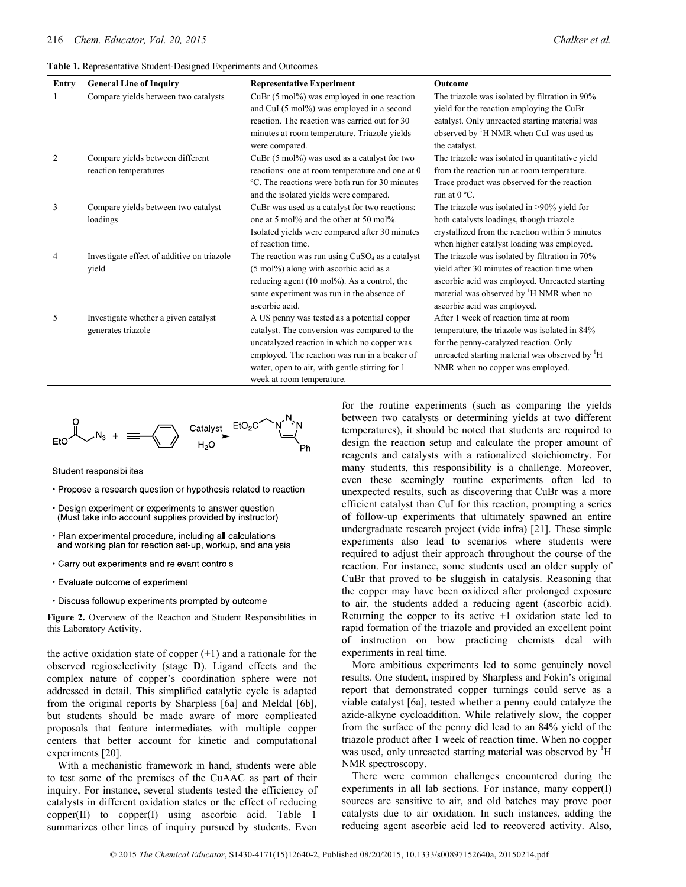**Table 1.** Representative Student-Designed Experiments and Outcomes

| Entry | General Line of Inquiry | Representative Experiment | Outcome |
|---|---|---|---|
| 1 | Compare yields between two catalysts | CuBr (5 mol%) was employed in one reaction and CuI (5 mol%) was employed in a second reaction. The reaction was carried out for 30 minutes at room temperature. Triazole yields were compared. | The triazole was isolated by filtration in 90% yield for the reaction employing the CuBr catalyst. Only unreacted starting material was observed by $^1$H NMR when CuI was used as the catalyst. |
| 2 | Compare yields between different reaction temperatures | CuBr (5 mol%) was used as a catalyst for two reactions: one at room temperature and one at 0 ºC. The reactions were both run for 30 minutes and the isolated yields were compared. | The triazole was isolated in quantitative yield from the reaction run at room temperature. Trace product was observed for the reaction run at 0 ºC. |
| 3 | Compare yields between two catalyst loadings | CuBr was used as a catalyst for two reactions: one at 5 mol% and the other at 50 mol%. Isolated yields were compared after 30 minutes of reaction time. | The triazole was isolated in >90% yield for both catalysts loadings, though triazole crystallized from the reaction within 5 minutes when higher catalyst loading was employed. |
| 4 | Investigate effect of additive on triazole yield | The reaction was run using $CuSO_4$ as a catalyst (5 mol%) along with ascorbic acid as a reducing agent (10 mol%). As a control, the same experiment was run in the absence of ascorbic acid. | The triazole was isolated by filtration in 70% yield after 30 minutes of reaction time when ascorbic acid was employed. Unreacted starting material was observed by $^1$H NMR when no ascorbic acid was employed. |
| 5 | Investigate whether a given catalyst generates triazole | A US penny was tested as a potential copper catalyst. The conversion was compared to the uncatalyzed reaction in which no copper was employed. The reaction was run in a beaker of water, open to air, with gentle stirring for 1 week at room temperature. | After 1 week of reaction time at room temperature, the triazole was isolated in 84% for the penny-catalyzed reaction. Only unreacted starting material was observed by $^1$H NMR when no copper was employed. |

Student responsibilites

- Propose a research question or hypothesis related to reaction
- Design experiment or experiments to answer question (Must take into account supplies provided by instructor)
- Plan experimental procedure, including all calculations and working plan for reaction set-up, workup, and analysis
- Carry out experiments and relevant controls
- Evaluate outcome of experiment
- Discuss followup experiments prompted by outcome

**Figure 2.** Overview of the Reaction and Student Responsibilities in this Laboratory Activity.

the active oxidation state of copper (+1) and a rationale for the observed regioselectivity (stage **D**). Ligand effects and the complex nature of copper's coordination sphere were not addressed in detail. This simplified catalytic cycle is adapted from the original reports by Sharpless [6a] and Meldal [6b], but students should be made aware of more complicated proposals that feature intermediates with multiple copper centers that better account for kinetic and computational experiments [20].

With a mechanistic framework in hand, students were able to test some of the premises of the CuAAC as part of their inquiry. For instance, several students tested the efficiency of catalysts in different oxidation states or the effect of reducing copper(II) to copper(I) using ascorbic acid. Table 1 summarizes other lines of inquiry pursued by students. Even for the routine experiments (such as comparing the yields between two catalysts or determining yields at two different temperatures), it should be noted that students are required to design the reaction setup and calculate the proper amount of reagents and catalysts with a rationalized stoichiometry. For many students, this responsibility is a challenge. Moreover, even these seemingly routine experiments often led to unexpected results, such as discovering that CuBr was a more efficient catalyst than CuI for this reaction, prompting a series of follow-up experiments that ultimately spawned an entire undergraduate research project (vide infra) [21]. These simple experiments also lead to scenarios where students were required to adjust their approach throughout the course of the reaction. For instance, some students used an older supply of CuBr that proved to be sluggish in catalysis. Reasoning that the copper may have been oxidized after prolonged exposure to air, the students added a reducing agent (ascorbic acid). Returning the copper to its active +1 oxidation state led to rapid formation of the triazole and provided an excellent point of instruction on how practicing chemists deal with experiments in real time.

More ambitious experiments led to some genuinely novel results. One student, inspired by Sharpless and Fokin's original report that demonstrated copper turnings could serve as a viable catalyst [6a], tested whether a penny could catalyze the azide-alkyne cycloaddition. While relatively slow, the copper from the surface of the penny did lead to an 84% yield of the triazole product after 1 week of reaction time. When no copper was used, only unreacted starting material was observed by $^1$H NMR spectroscopy.

There were common challenges encountered during the experiments in all lab sections. For instance, many copper(I) sources are sensitive to air, and old batches may prove poor catalysts due to air oxidation. In such instances, adding the reducing agent ascorbic acid led to recovered activity. Also,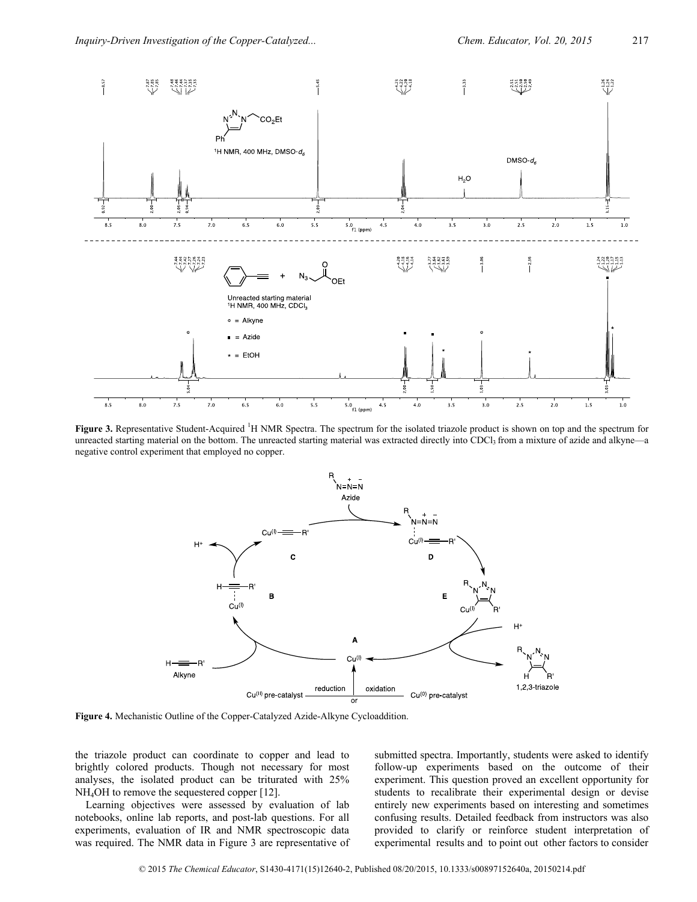**Figure 3.** Representative Student-Acquired $^1$H NMR Spectra. The spectrum for the isolated triazole product is shown on top and the spectrum for unreacted starting material on the bottom. The unreacted starting material was extracted directly into $CDCl_3$ from a mixture of azide and alkyne—a negative control experiment that employed no copper.

**Figure 4.** Mechanistic Outline of the Copper-Catalyzed Azide-Alkyne Cycloaddition.

the triazole product can coordinate to copper and lead to brightly colored products. Though not necessary for most analyses, the isolated product can be triturated with 25% $NH_4OH$ to remove the sequestered copper [12].

Learning objectives were assessed by evaluation of lab notebooks, online lab reports, and post-lab questions. For all experiments, evaluation of IR and NMR spectroscopic data was required. The NMR data in Figure 3 are representative of submitted spectra. Importantly, students were asked to identify follow-up experiments based on the outcome of their experiment. This question proved an excellent opportunity for students to recalibrate their experimental design or devise entirely new experiments based on interesting and sometimes confusing results. Detailed feedback from instructors was also provided to clarify or reinforce student interpretation of experimental results and to point out other factors to consider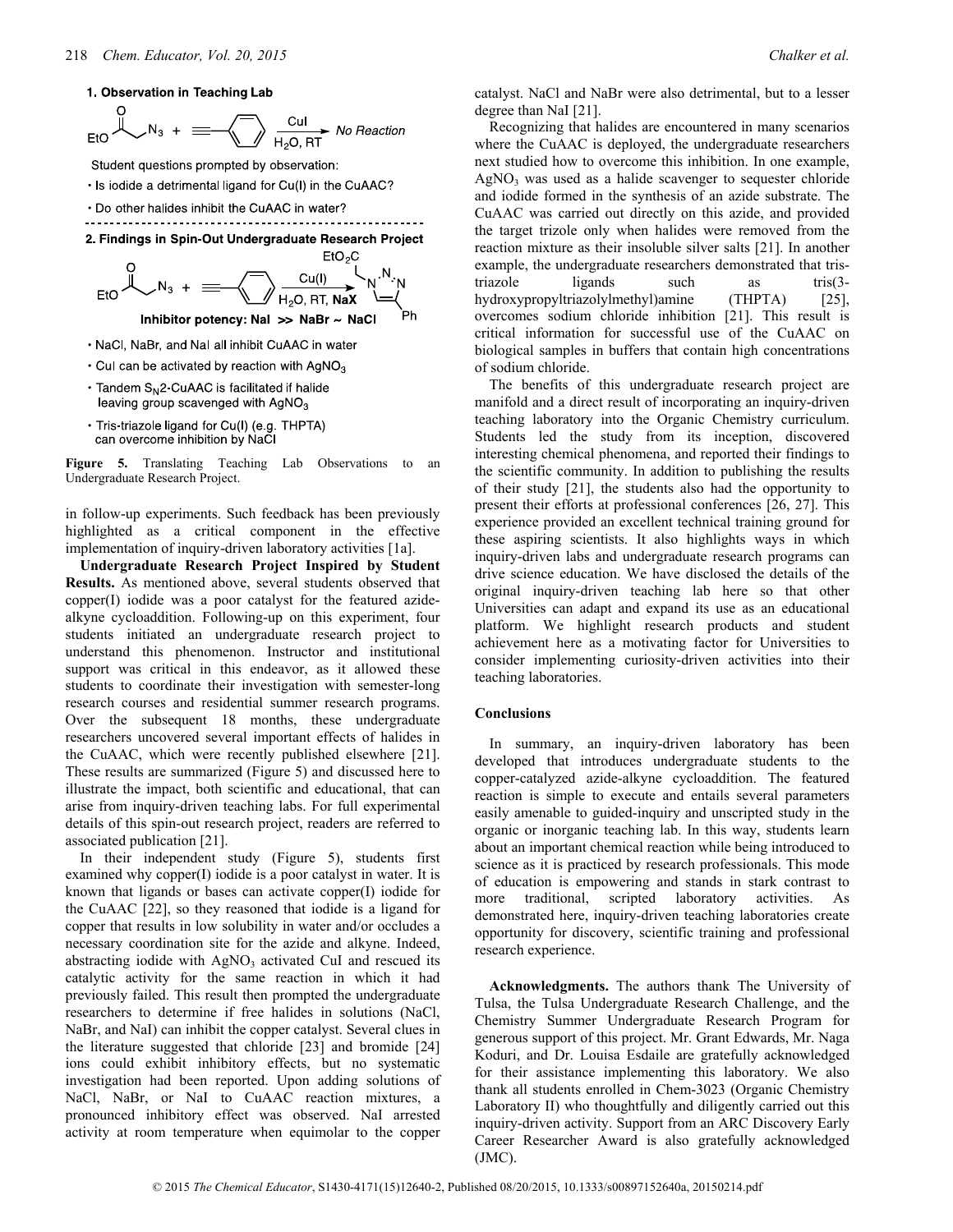**1. Observation in Teaching Lab**

Student questions prompted by observation:

- Is iodide a detrimental ligand for Cu(I) in the CuAAC?
- Do other halides inhibit the CuAAC in water?

**2. Findings in Spin-Out Undergraduate Research Project**

**Inhibitor potency: NaI >> NaBr ~ NaCl**

- NaCl, NaBr, and NaI all inhibit CuAAC in water
- CuI can be activated by reaction with $AgNO_3$
- Tandem $S_N2$-CuAAC is facilitated if halide leaving group scavenged with $AgNO_3$
- Tris-triazole ligand for Cu(I) (e.g. THPTA) can overcome inhibition by NaCl

**Figure 5.** Translating Teaching Lab Observations to an Undergraduate Research Project.

in follow-up experiments. Such feedback has been previously highlighted as a critical component in the effective implementation of inquiry-driven laboratory activities [1a].

**Undergraduate Research Project Inspired by Student Results.** As mentioned above, several students observed that copper(I) iodide was a poor catalyst for the featured azide-alkyne cycloaddition. Following-up on this experiment, four students initiated an undergraduate research project to understand this phenomenon. Instructor and institutional support was critical in this endeavor, as it allowed these students to coordinate their investigation with semester-long research courses and residential summer research programs. Over the subsequent 18 months, these undergraduate researchers uncovered several important effects of halides in the CuAAC, which were recently published elsewhere [21]. These results are summarized (Figure 5) and discussed here to illustrate the impact, both scientific and educational, that can arise from inquiry-driven teaching labs. For full experimental details of this spin-out research project, readers are referred to associated publication [21].

In their independent study (Figure 5), students first examined why copper(I) iodide is a poor catalyst in water. It is known that ligands or bases can activate copper(I) iodide for the CuAAC [22], so they reasoned that iodide is a ligand for copper that results in low solubility in water and/or occludes a necessary coordination site for the azide and alkyne. Indeed, abstracting iodide with $AgNO_3$ activated CuI and rescued its catalytic activity for the same reaction in which it had previously failed. This result then prompted the undergraduate researchers to determine if free halides in solutions (NaCl, NaBr, and NaI) can inhibit the copper catalyst. Several clues in the literature suggested that chloride [23] and bromide [24] ions could exhibit inhibitory effects, but no systematic investigation had been reported. Upon adding solutions of NaCl, NaBr, or NaI to CuAAC reaction mixtures, a pronounced inhibitory effect was observed. NaI arrested activity at room temperature when equimolar to the copper catalyst. NaCl and NaBr were also detrimental, but to a lesser degree than NaI [21].

Recognizing that halides are encountered in many scenarios where the CuAAC is deployed, the undergraduate researchers next studied how to overcome this inhibition. In one example, $AgNO_3$ was used as a halide scavenger to sequester chloride and iodide formed in the synthesis of an azide substrate. The CuAAC was carried out directly on this azide, and provided the target trizole only when halides were removed from the reaction mixture as their insoluble silver salts [21]. In another example, the undergraduate researchers demonstrated that tris-triazole ligands such as tris(3-hydroxypropyltriazolylmethyl)amine (THPTA) [25], overcomes sodium chloride inhibition [21]. This result is critical information for successful use of the CuAAC on biological samples in buffers that contain high concentrations of sodium chloride.

The benefits of this undergraduate research project are manifold and a direct result of incorporating an inquiry-driven teaching laboratory into the Organic Chemistry curriculum. Students led the study from its inception, discovered interesting chemical phenomena, and reported their findings to the scientific community. In addition to publishing the results of their study [21], the students also had the opportunity to present their efforts at professional conferences [26, 27]. This experience provided an excellent technical training ground for these aspiring scientists. It also highlights ways in which inquiry-driven labs and undergraduate research programs can drive science education. We have disclosed the details of the original inquiry-driven teaching lab here so that other Universities can adapt and expand its use as an educational platform. We highlight research products and student achievement here as a motivating factor for Universities to consider implementing curiosity-driven activities into their teaching laboratories.

## Conclusions

In summary, an inquiry-driven laboratory has been developed that introduces undergraduate students to the copper-catalyzed azide-alkyne cycloaddition. The featured reaction is simple to execute and entails several parameters easily amenable to guided-inquiry and unscripted study in the organic or inorganic teaching lab. In this way, students learn about an important chemical reaction while being introduced to science as it is practiced by research professionals. This mode of education is empowering and stands in stark contrast to more traditional, scripted laboratory activities. As demonstrated here, inquiry-driven teaching laboratories create opportunity for discovery, scientific training and professional research experience.

**Acknowledgments.** The authors thank The University of Tulsa, the Tulsa Undergraduate Research Challenge, and the Chemistry Summer Undergraduate Research Program for generous support of this project. Mr. Grant Edwards, Mr. Naga Koduri, and Dr. Louisa Esdaile are gratefully acknowledged for their assistance implementing this laboratory. We also thank all students enrolled in Chem-3023 (Organic Chemistry Laboratory II) who thoughtfully and diligently carried out this inquiry-driven activity. Support from an ARC Discovery Early Career Researcher Award is also gratefully acknowledged (JMC).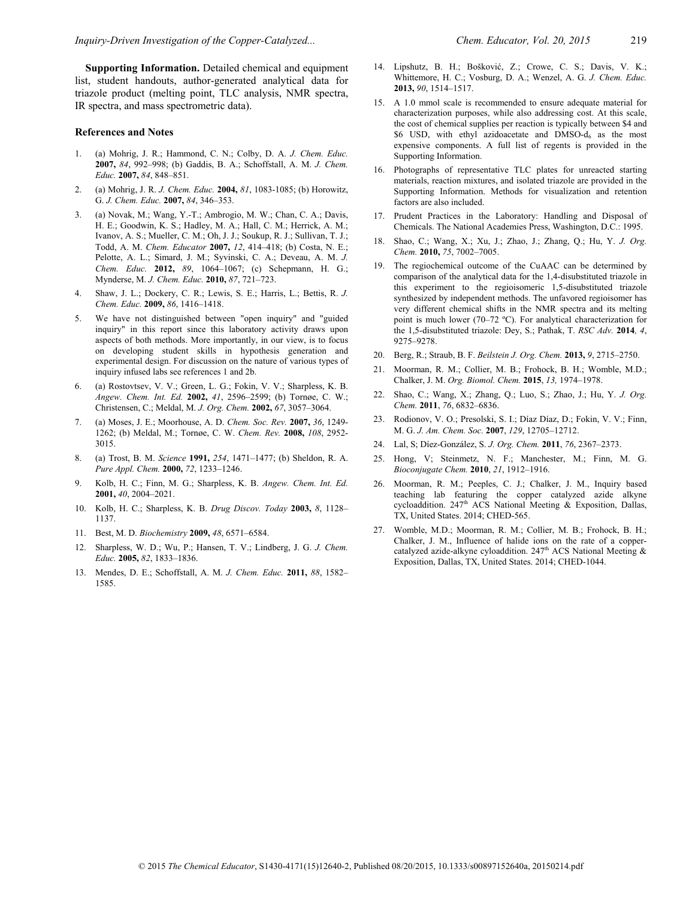**Supporting Information.** Detailed chemical and equipment list, student handouts, author-generated analytical data for triazole product (melting point, TLC analysis, NMR spectra, IR spectra, and mass spectrometric data).

### References and Notes

1. (a) Mohrig, J. R.; Hammond, C. N.; Colby, D. A. *J. Chem. Educ.* **2007,** *84*, 992–998; (b) Gaddis, B. A.; Schoffstall, A. M. *J. Chem. Educ.* **2007,** *84*, 848–851.
2. (a) Mohrig, J. R. *J. Chem. Educ.* **2004,** *81*, 1083-1085; (b) Horowitz, G. *J. Chem. Educ.* **2007,** *84*, 346–353.
3. (a) Novak, M.; Wang, Y.-T.; Ambrogio, M. W.; Chan, C. A.; Davis, H. E.; Goodwin, K. S.; Hadley, M. A.; Hall, C. M.; Herrick, A. M.; Ivanov, A. S.; Mueller, C. M.; Oh, J. J.; Soukup, R. J.; Sullivan, T. J.; Todd, A. M. *Chem. Educator* **2007,** *12*, 414–418; (b) Costa, N. E.; Pelotte, A. L.; Simard, J. M.; Syvinski, C. A.; Deveau, A. M. *J. Chem. Educ.* **2012,** *89*, 1064–1067; (c) Schepmann, H. G.; Mynderse, M. *J. Chem. Educ.* **2010,** *87*, 721–723.
4. Shaw, J. L.; Dockery, C. R.; Lewis, S. E.; Harris, L.; Bettis, R. *J. Chem. Educ.* **2009,** *86*, 1416–1418.
5. We have not distinguished between "open inquiry" and "guided inquiry" in this report since this laboratory activity draws upon aspects of both methods. More importantly, in our view, is to focus on developing student skills in hypothesis generation and experimental design. For discussion on the nature of various types of inquiry infused labs see references 1 and 2b.
6. (a) Rostovtsev, V. V.; Green, L. G.; Fokin, V. V.; Sharpless, K. B. *Angew. Chem. Int. Ed.* **2002,** *41*, 2596–2599; (b) Tornøe, C. W.; Christensen, C.; Meldal, M. *J. Org. Chem.* **2002,** *67*, 3057–3064.
7. (a) Moses, J. E.; Moorhouse, A. D. *Chem. Soc. Rev.* **2007,** *36*, 1249-1262; (b) Meldal, M.; Tornøe, C. W. *Chem. Rev.* **2008,** *108*, 2952-3015.
8. (a) Trost, B. M. *Science* **1991,** *254*, 1471–1477; (b) Sheldon, R. A. *Pure Appl. Chem.* **2000,** *72*, 1233–1246.
9. Kolb, H. C.; Finn, M. G.; Sharpless, K. B. *Angew. Chem. Int. Ed.* **2001,** *40*, 2004–2021.
10. Kolb, H. C.; Sharpless, K. B. *Drug Discov. Today* **2003,** *8*, 1128–1137.
11. Best, M. D. *Biochemistry* **2009,** *48*, 6571–6584.
12. Sharpless, W. D.; Wu, P.; Hansen, T. V.; Lindberg, J. G. *J. Chem. Educ.* **2005,** *82*, 1833–1836.
13. Mendes, D. E.; Schoffstall, A. M. *J. Chem. Educ.* **2011,** *88*, 1582–1585.
14. Lipshutz, B. H.; Bošković, Z.; Crowe, C. S.; Davis, V. K.; Whittemore, H. C.; Vosburg, D. A.; Wenzel, A. G. *J. Chem. Educ.* **2013,** *90*, 1514–1517.
15. A 1.0 mmol scale is recommended to ensure adequate material for characterization purposes, while also addressing cost. At this scale, the cost of chemical supplies per reaction is typically between \$4 and \$6 USD, with ethyl azidoacetate and DMSO-$d_6$ as the most expensive components. A full list of regents is provided in the Supporting Information.
16. Photographs of representative TLC plates for unreacted starting materials, reaction mixtures, and isolated triazole are provided in the Supporting Information. Methods for visualization and retention factors are also included.
17. Prudent Practices in the Laboratory: Handling and Disposal of Chemicals. The National Academies Press, Washington, D.C.: 1995.
18. Shao, C.; Wang, X.; Xu, J.; Zhao, J.; Zhang, Q.; Hu, Y. *J. Org. Chem.* **2010,** *75*, 7002–7005.
19. The regiochemical outcome of the CuAAC can be determined by comparison of the analytical data for the 1,4-disubstituted triazole in this experiment to the regioisomeric 1,5-disubstituted triazole synthesized by independent methods. The unfavored regioisomer has very different chemical shifts in the NMR spectra and its melting point is much lower (70–72 ºC). For analytical characterization for the 1,5-disubstituted triazole: Dey, S.; Pathak, T. *RSC Adv.* **2014***, 4*, 9275–9278.
20. Berg, R.; Straub, B. F. *Beilstein J. Org. Chem.* **2013,** *9*, 2715–2750.
21. Moorman, R. M.; Collier, M. B.; Frohock, B. H.; Womble, M.D.; Chalker, J. M. *Org. Biomol. Chem.* **2015**, *13,* 1974–1978.
22. Shao, C.; Wang, X.; Zhang, Q.; Luo, S.; Zhao, J.; Hu, Y. *J. Org. Chem.* **2011**, *76*, 6832–6836.
23. Rodionov, V. O.; Presolski, S. I.; Díaz Díaz, D.; Fokin, V. V.; Finn, M. G. *J. Am. Chem. Soc.* **2007**, *129*, 12705–12712.
24. Lal, S; Díez-González, S. *J. Org. Chem.* **2011**, *76*, 2367–2373.
25. Hong, V; Steinmetz, N. F.; Manchester, M.; Finn, M. G. *Bioconjugate Chem.* **2010**, *21*, 1912–1916.
26. Moorman, R. M.; Peeples, C. J.; Chalker, J. M., Inquiry based teaching lab featuring the copper catalyzed azide alkyne cycloaddition. 247th ACS National Meeting & Exposition, Dallas, TX, United States. 2014; CHED-565.
27. Womble, M.D.; Moorman, R. M.; Collier, M. B.; Frohock, B. H.; Chalker, J. M., Influence of halide ions on the rate of a copper-catalyzed azide-alkyne cycloaddition. 247th ACS National Meeting & Exposition, Dallas, TX, United States. 2014; CHED-1044.